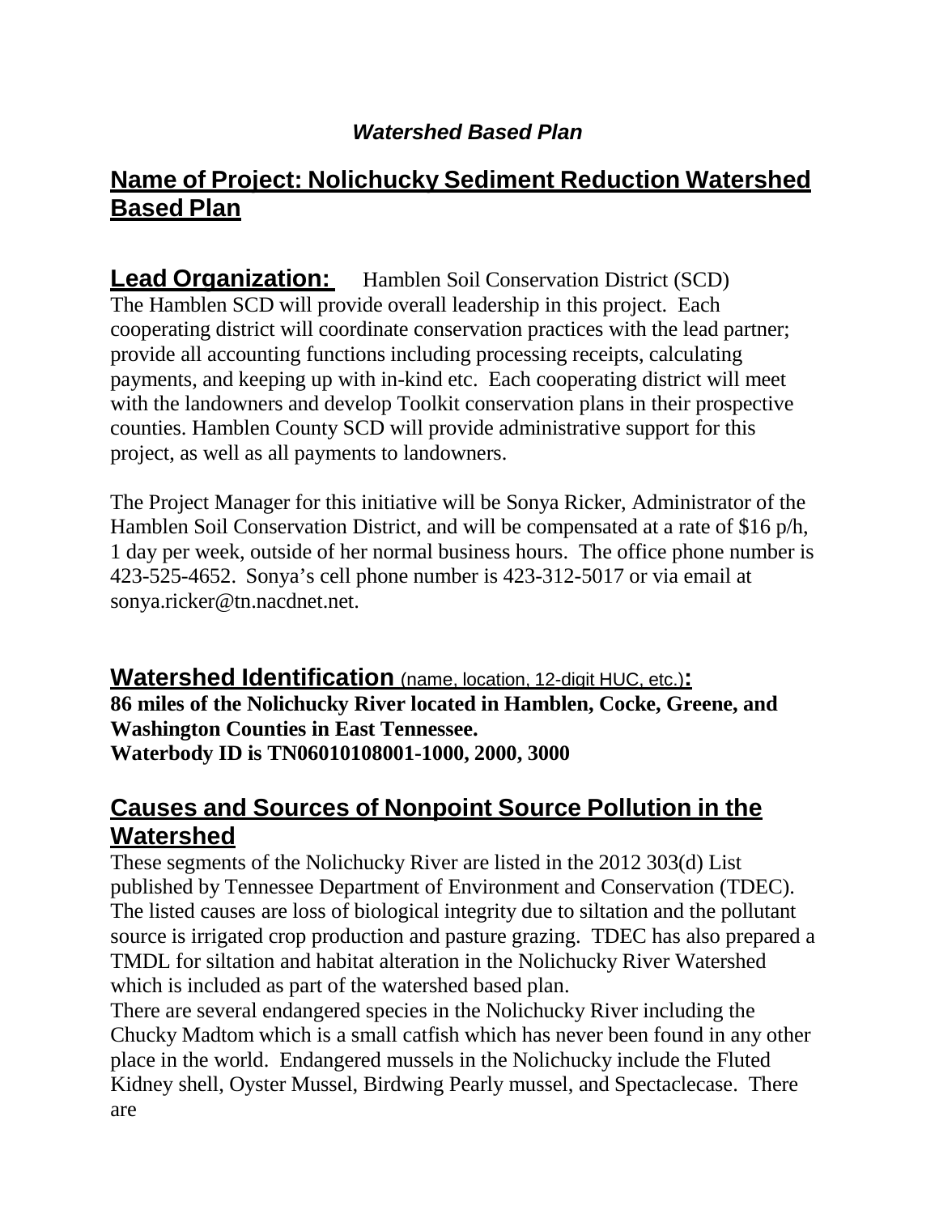***Watershed Based Plan***

## Name of Project: Nolichucky Sediment Reduction Watershed Based Plan

**Lead Organization:** Hamblen Soil Conservation District (SCD)
The Hamblen SCD will provide overall leadership in this project. Each cooperating district will coordinate conservation practices with the lead partner; provide all accounting functions including processing receipts, calculating payments, and keeping up with in-kind etc. Each cooperating district will meet with the landowners and develop Toolkit conservation plans in their prospective counties. Hamblen County SCD will provide administrative support for this project, as well as all payments to landowners.

The Project Manager for this initiative will be Sonya Ricker, Administrator of the Hamblen Soil Conservation District, and will be compensated at a rate of $16 p/h, 1 day per week, outside of her normal business hours. The office phone number is 423-525-4652. Sonya's cell phone number is 423-312-5017 or via email at sonya.ricker@tn.nacdnet.net.

**Watershed Identification** (name, location, 12-digit HUC, etc.)**:**
**86 miles of the Nolichucky River located in Hamblen, Cocke, Greene, and Washington Counties in East Tennessee.**
**Waterbody ID is TN06010108001-1000, 2000, 3000**

## Causes and Sources of Nonpoint Source Pollution in the Watershed

These segments of the Nolichucky River are listed in the 2012 303(d) List published by Tennessee Department of Environment and Conservation (TDEC). The listed causes are loss of biological integrity due to siltation and the pollutant source is irrigated crop production and pasture grazing. TDEC has also prepared a TMDL for siltation and habitat alteration in the Nolichucky River Watershed which is included as part of the watershed based plan.
There are several endangered species in the Nolichucky River including the Chucky Madtom which is a small catfish which has never been found in any other place in the world. Endangered mussels in the Nolichucky include the Fluted Kidney shell, Oyster Mussel, Birdwing Pearly mussel, and Spectaclecase. There are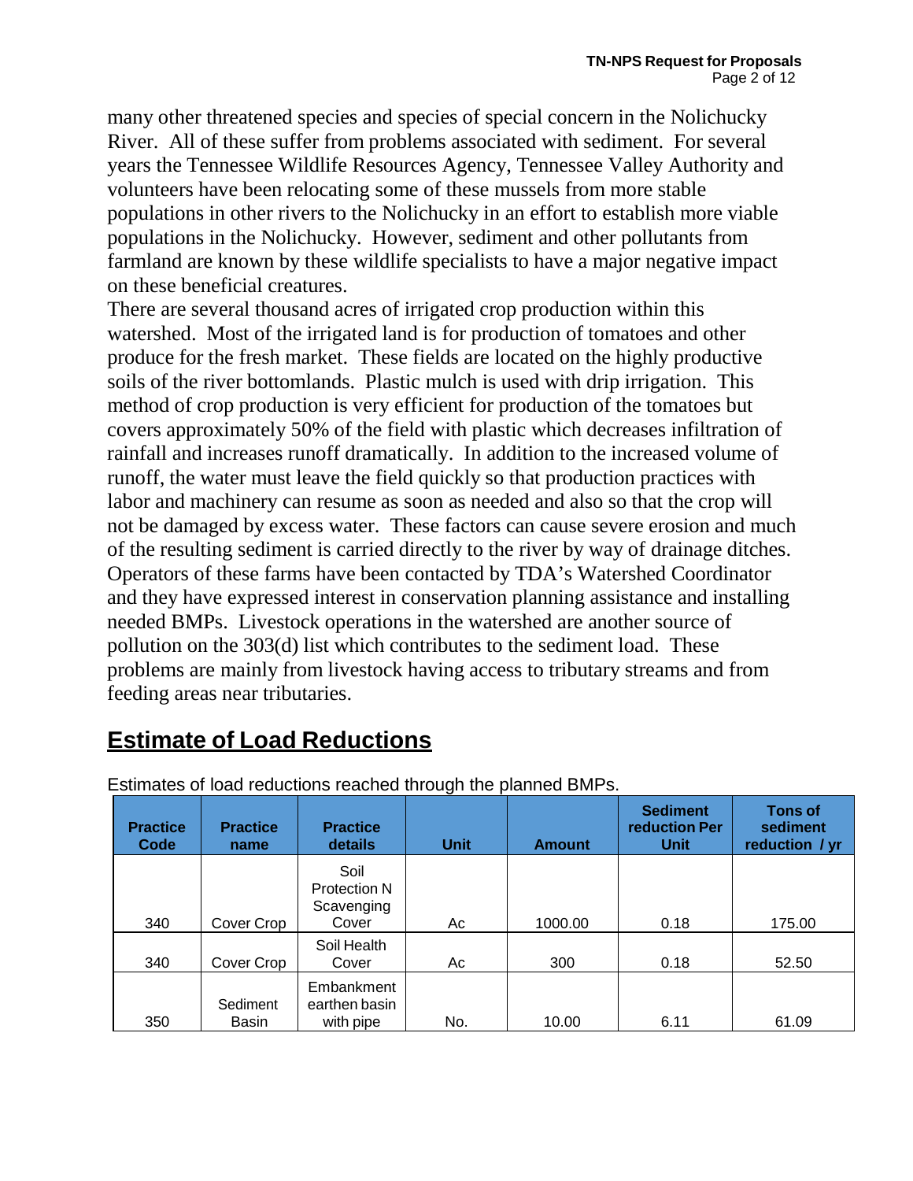many other threatened species and species of special concern in the Nolichucky River. All of these suffer from problems associated with sediment. For several years the Tennessee Wildlife Resources Agency, Tennessee Valley Authority and volunteers have been relocating some of these mussels from more stable populations in other rivers to the Nolichucky in an effort to establish more viable populations in the Nolichucky. However, sediment and other pollutants from farmland are known by these wildlife specialists to have a major negative impact on these beneficial creatures.

There are several thousand acres of irrigated crop production within this watershed. Most of the irrigated land is for production of tomatoes and other produce for the fresh market. These fields are located on the highly productive soils of the river bottomlands. Plastic mulch is used with drip irrigation. This method of crop production is very efficient for production of the tomatoes but covers approximately 50% of the field with plastic which decreases infiltration of rainfall and increases runoff dramatically. In addition to the increased volume of runoff, the water must leave the field quickly so that production practices with labor and machinery can resume as soon as needed and also so that the crop will not be damaged by excess water. These factors can cause severe erosion and much of the resulting sediment is carried directly to the river by way of drainage ditches. Operators of these farms have been contacted by TDA's Watershed Coordinator and they have expressed interest in conservation planning assistance and installing needed BMPs. Livestock operations in the watershed are another source of pollution on the 303(d) list which contributes to the sediment load. These problems are mainly from livestock having access to tributary streams and from feeding areas near tributaries.

## Estimate of Load Reductions

Estimates of load reductions reached through the planned BMPs.

| Practice Code | Practice name | Practice details | Unit | Amount | Sediment reduction Per Unit | Tons of sediment reduction / yr |
|---|---|---|---|---|---|---|
| 340 | Cover Crop | Soil Protection N Scavenging Cover | Ac | 1000.00 | 0.18 | 175.00 |
| 340 | Cover Crop | Soil Health Cover | Ac | 300 | 0.18 | 52.50 |
| 350 | Sediment Basin | Embankment earthen basin with pipe | No. | 10.00 | 6.11 | 61.09 |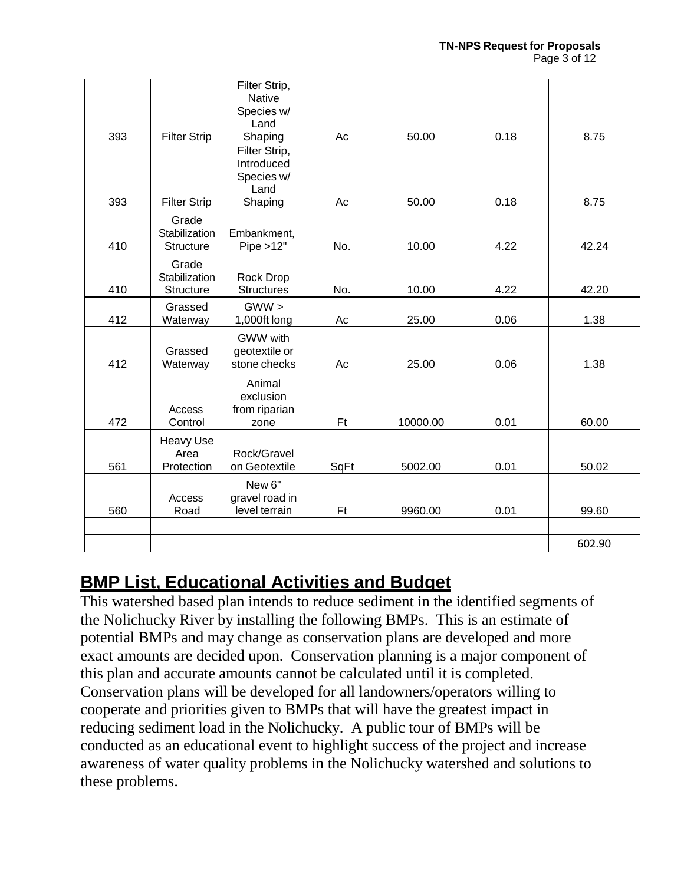| | | | | | | |
|---|---|---|---|---|---|---|
| 393 | Filter Strip | Filter Strip, Native Species w/ Land Shaping | Ac | 50.00 | 0.18 | 8.75 |
| 393 | Filter Strip | Filter Strip, Introduced Species w/ Land Shaping | Ac | 50.00 | 0.18 | 8.75 |
| 410 | Grade Stabilization Structure | Embankment, Pipe >12" | No. | 10.00 | 4.22 | 42.24 |
| 410 | Grade Stabilization Structure | Rock Drop Structures | No. | 10.00 | 4.22 | 42.20 |
| 412 | Grassed Waterway | GWW > 1,000ft long | Ac | 25.00 | 0.06 | 1.38 |
| 412 | Grassed Waterway | GWW with geotextile or stone checks | Ac | 25.00 | 0.06 | 1.38 |
| 472 | Access Control | Animal exclusion from riparian zone | Ft | 10000.00 | 0.01 | 60.00 |
| 561 | Heavy Use Area Protection | Rock/Gravel on Geotextile | SqFt | 5002.00 | 0.01 | 50.02 |
| 560 | Access Road | New 6" gravel road in level terrain | Ft | 9960.00 | 0.01 | 99.60 |
| | | | | | | |
| | | | | | | 602.90 |

## BMP List, Educational Activities and Budget

This watershed based plan intends to reduce sediment in the identified segments of the Nolichucky River by installing the following BMPs. This is an estimate of potential BMPs and may change as conservation plans are developed and more exact amounts are decided upon. Conservation planning is a major component of this plan and accurate amounts cannot be calculated until it is completed. Conservation plans will be developed for all landowners/operators willing to cooperate and priorities given to BMPs that will have the greatest impact in reducing sediment load in the Nolichucky. A public tour of BMPs will be conducted as an educational event to highlight success of the project and increase awareness of water quality problems in the Nolichucky watershed and solutions to these problems.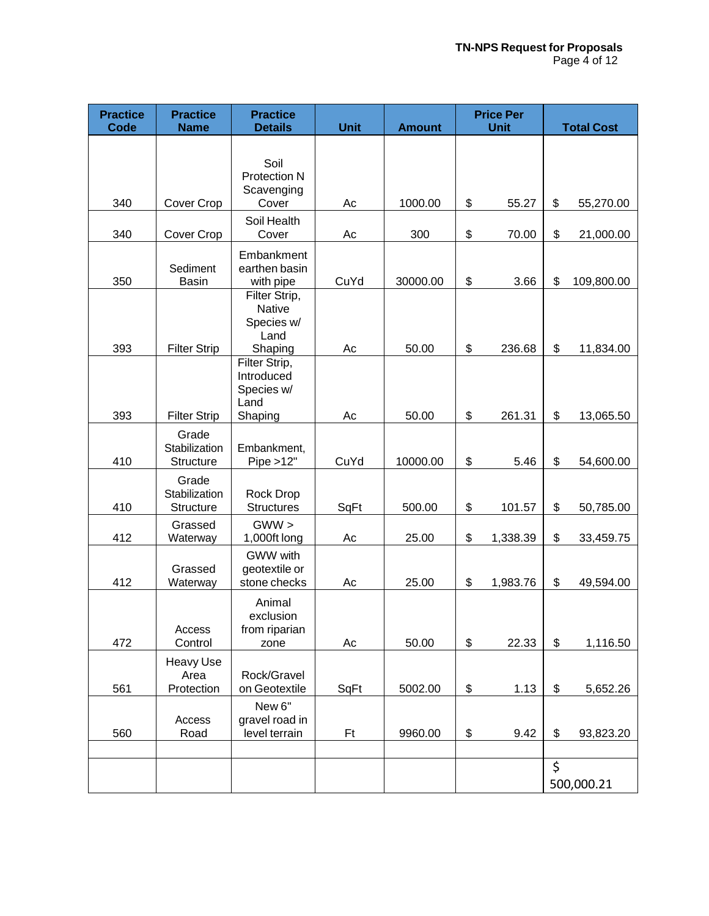| Practice Code | Practice Name | Practice Details | Unit | Amount | Price Per Unit | Total Cost |
|---|---|---|---|---|---|---|
| 340 | Cover Crop | Soil Protection N Scavenging Cover | Ac | 1000.00 | $ 55.27 | $ 55,270.00 |
| 340 | Cover Crop | Soil Health Cover | Ac | 300 | $ 70.00 | $ 21,000.00 |
| 350 | Sediment Basin | Embankment earthen basin with pipe | CuYd | 30000.00 | $ 3.66 | $ 109,800.00 |
| 393 | Filter Strip | Filter Strip, Native Species w/ Land Shaping | Ac | 50.00 | $ 236.68 | $ 11,834.00 |
| 393 | Filter Strip | Filter Strip, Introduced Species w/ Land Shaping | Ac | 50.00 | $ 261.31 | $ 13,065.50 |
| 410 | Grade Stabilization Structure | Embankment, Pipe >12" | CuYd | 10000.00 | $ 5.46 | $ 54,600.00 |
| 410 | Grade Stabilization Structure | Rock Drop Structures | SqFt | 500.00 | $ 101.57 | $ 50,785.00 |
| 412 | Grassed Waterway | GWW > 1,000ft long | Ac | 25.00 | $ 1,338.39 | $ 33,459.75 |
| 412 | Grassed Waterway | GWW with geotextile or stone checks | Ac | 25.00 | $ 1,983.76 | $ 49,594.00 |
| 472 | Access Control | Animal exclusion from riparian zone | Ac | 50.00 | $ 22.33 | $ 1,116.50 |
| 561 | Heavy Use Area Protection | Rock/Gravel on Geotextile | SqFt | 5002.00 | $ 1.13 | $ 5,652.26 |
| 560 | Access Road | New 6" gravel road in level terrain | Ft | 9960.00 | $ 9.42 | $ 93,823.20 |
| | | | | | | |
| | | | | | | $ 500,000.21 |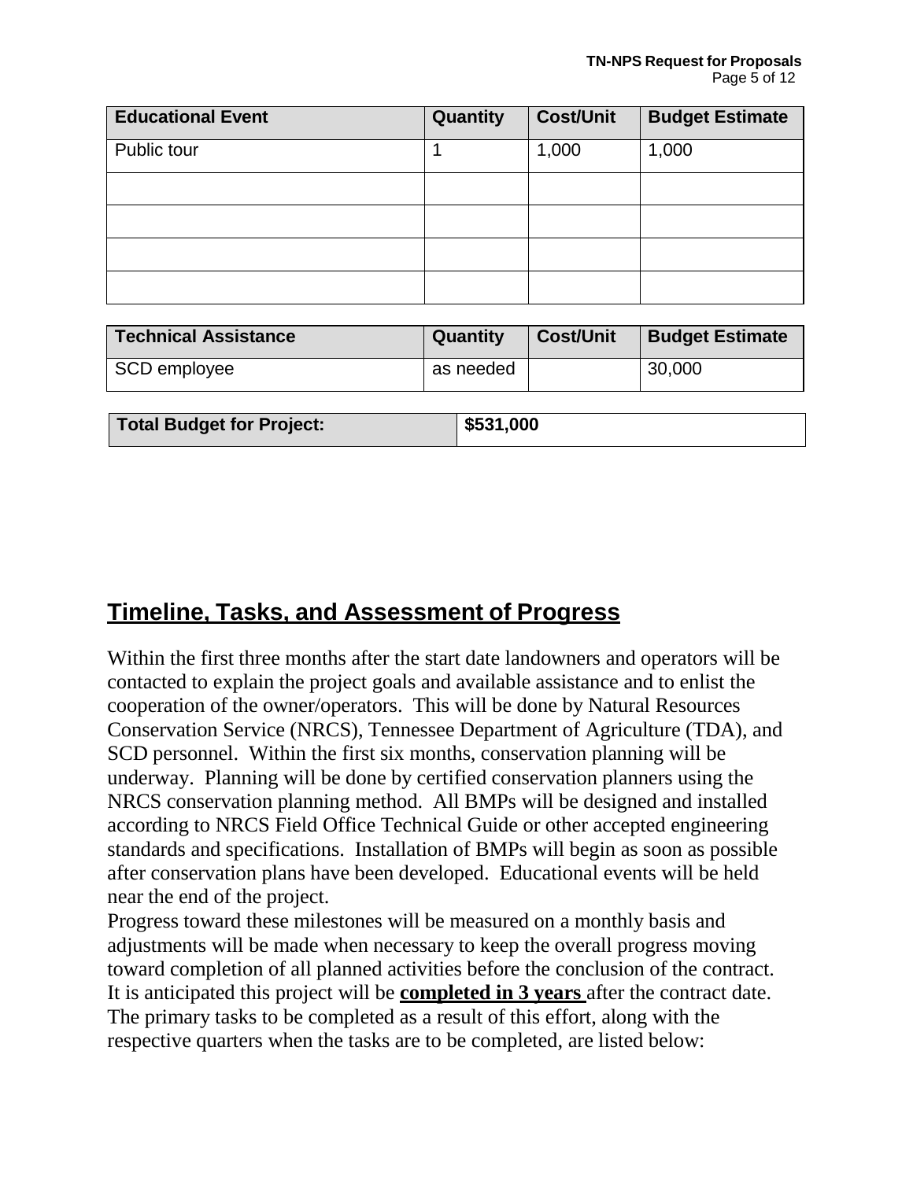| Educational Event | Quantity | Cost/Unit | Budget Estimate |
|---|---|---|---|
| Public tour | 1 | 1,000 | 1,000 |
| | | | |
| | | | |
| | | | |
| | | | |

| Technical Assistance | Quantity | Cost/Unit | Budget Estimate |
|---|---|---|---|
| SCD employee | as needed | | 30,000 |

| Total Budget for Project: | $531,000 |
|---|---|

## Timeline, Tasks, and Assessment of Progress

Within the first three months after the start date landowners and operators will be contacted to explain the project goals and available assistance and to enlist the cooperation of the owner/operators. This will be done by Natural Resources Conservation Service (NRCS), Tennessee Department of Agriculture (TDA), and SCD personnel. Within the first six months, conservation planning will be underway. Planning will be done by certified conservation planners using the NRCS conservation planning method. All BMPs will be designed and installed according to NRCS Field Office Technical Guide or other accepted engineering standards and specifications. Installation of BMPs will begin as soon as possible after conservation plans have been developed. Educational events will be held near the end of the project.

Progress toward these milestones will be measured on a monthly basis and adjustments will be made when necessary to keep the overall progress moving toward completion of all planned activities before the conclusion of the contract. It is anticipated this project will be **completed in 3 years** after the contract date. The primary tasks to be completed as a result of this effort, along with the respective quarters when the tasks are to be completed, are listed below: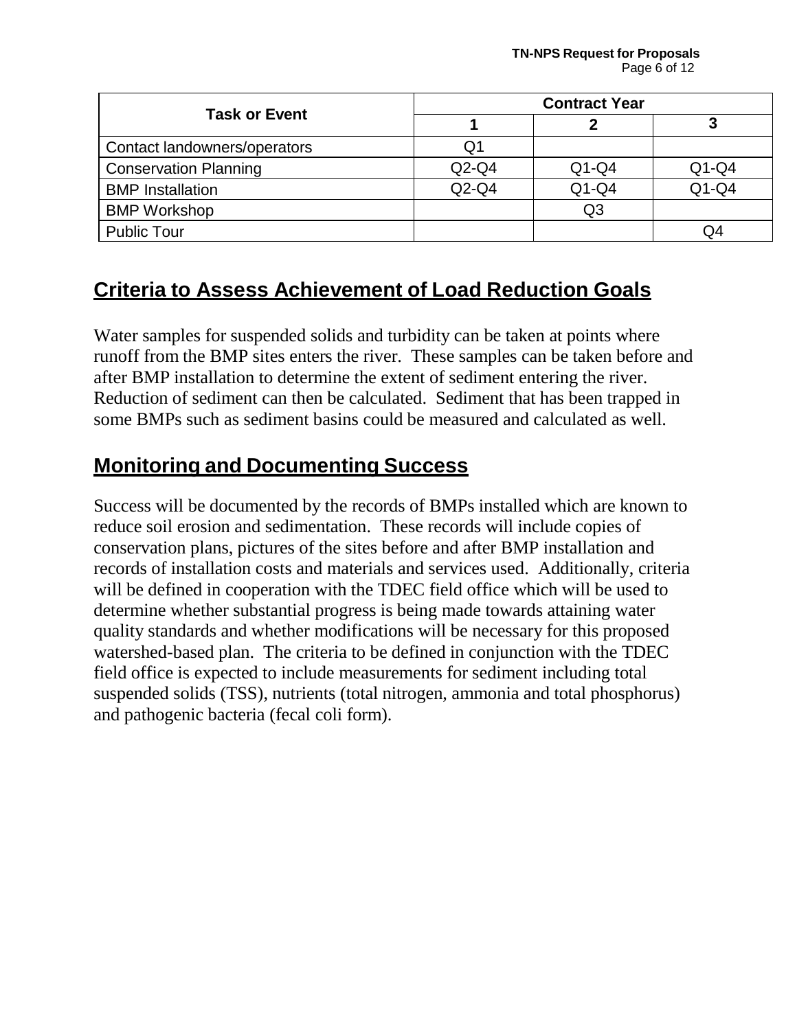| Task or Event | Contract Year | | |
|---|---|---|---|
| | 1 | 2 | 3 |
| Contact landowners/operators | Q1 | | |
| Conservation Planning | Q2-Q4 | Q1-Q4 | Q1-Q4 |
| BMP Installation | Q2-Q4 | Q1-Q4 | Q1-Q4 |
| BMP Workshop | | Q3 | |
| Public Tour | | | Q4 |

## Criteria to Assess Achievement of Load Reduction Goals

Water samples for suspended solids and turbidity can be taken at points where runoff from the BMP sites enters the river. These samples can be taken before and after BMP installation to determine the extent of sediment entering the river. Reduction of sediment can then be calculated. Sediment that has been trapped in some BMPs such as sediment basins could be measured and calculated as well.

## Monitoring and Documenting Success

Success will be documented by the records of BMPs installed which are known to reduce soil erosion and sedimentation. These records will include copies of conservation plans, pictures of the sites before and after BMP installation and records of installation costs and materials and services used. Additionally, criteria will be defined in cooperation with the TDEC field office which will be used to determine whether substantial progress is being made towards attaining water quality standards and whether modifications will be necessary for this proposed watershed-based plan. The criteria to be defined in conjunction with the TDEC field office is expected to include measurements for sediment including total suspended solids (TSS), nutrients (total nitrogen, ammonia and total phosphorus) and pathogenic bacteria (fecal coli form).